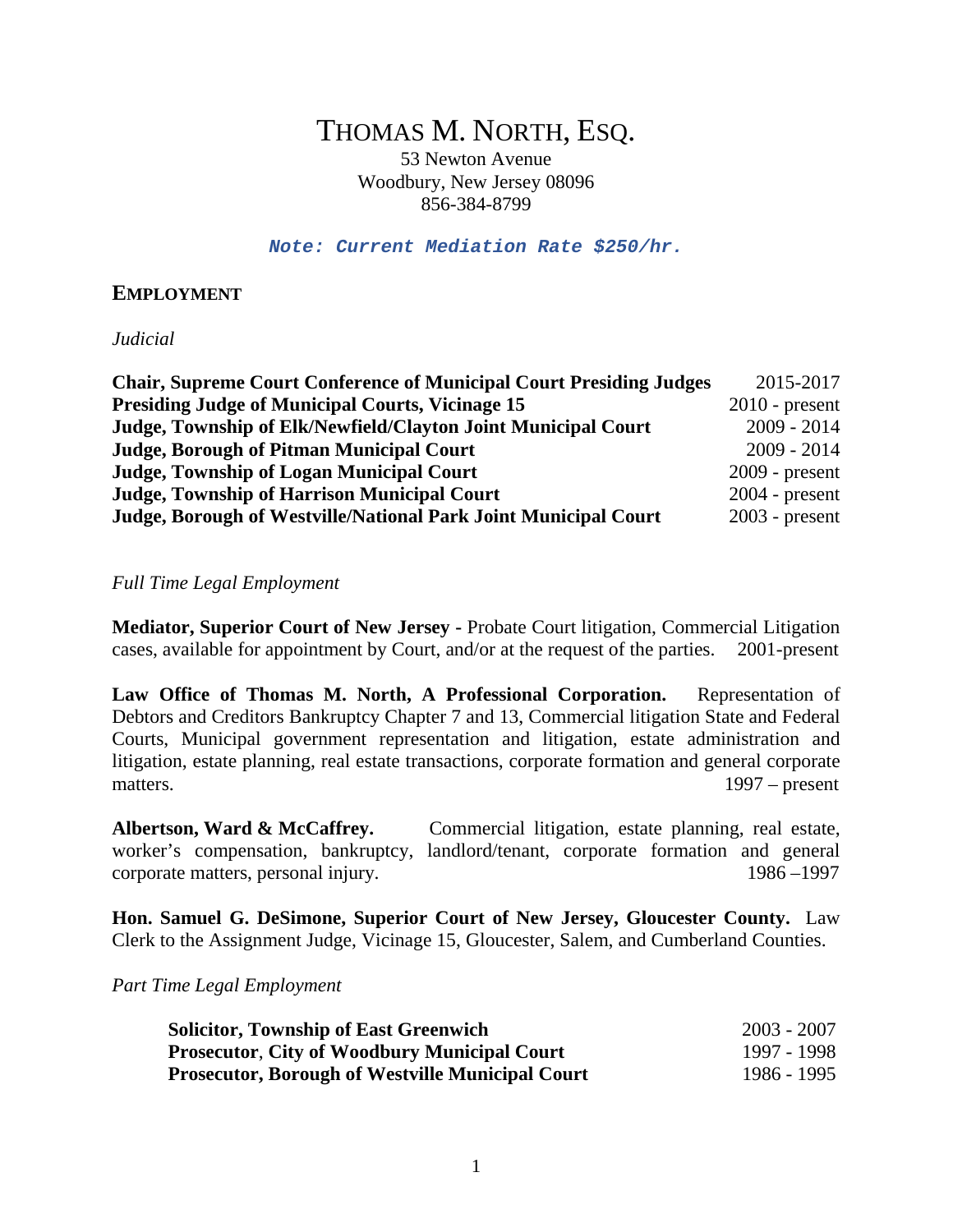# THOMAS M. NORTH, ESQ.

53 Newton Avenue
Woodbury, New Jersey 08096
856-384-8799

***Note: Current Mediation Rate $250/hr.***

## EMPLOYMENT

*Judicial*

| | |
|---|---|
| **Chair, Supreme Court Conference of Municipal Court Presiding Judges** | 2015-2017 |
| **Presiding Judge of Municipal Courts, Vicinage 15** | 2010 - present |
| **Judge, Township of Elk/Newfield/Clayton Joint Municipal Court** | 2009 - 2014 |
| **Judge, Borough of Pitman Municipal Court** | 2009 - 2014 |
| **Judge, Township of Logan Municipal Court** | 2009 - present |
| **Judge, Township of Harrison Municipal Court** | 2004 - present |
| **Judge, Borough of Westville/National Park Joint Municipal Court** | 2003 - present |

*Full Time Legal Employment*

**Mediator, Superior Court of New Jersey -** Probate Court litigation, Commercial Litigation cases, available for appointment by Court, and/or at the request of the parties. 2001-present

**Law Office of Thomas M. North, A Professional Corporation.** Representation of Debtors and Creditors Bankruptcy Chapter 7 and 13, Commercial litigation State and Federal Courts, Municipal government representation and litigation, estate administration and litigation, estate planning, real estate transactions, corporate formation and general corporate matters. 1997 – present

**Albertson, Ward & McCaffrey.** Commercial litigation, estate planning, real estate, worker's compensation, bankruptcy, landlord/tenant, corporate formation and general corporate matters, personal injury. 1986 –1997

**Hon. Samuel G. DeSimone, Superior Court of New Jersey, Gloucester County.** Law Clerk to the Assignment Judge, Vicinage 15, Gloucester, Salem, and Cumberland Counties.

*Part Time Legal Employment*

| | |
|---|---|
| **Solicitor, Township of East Greenwich** | 2003 - 2007 |
| **Prosecutor, City of Woodbury Municipal Court** | 1997 - 1998 |
| **Prosecutor, Borough of Westville Municipal Court** | 1986 - 1995 |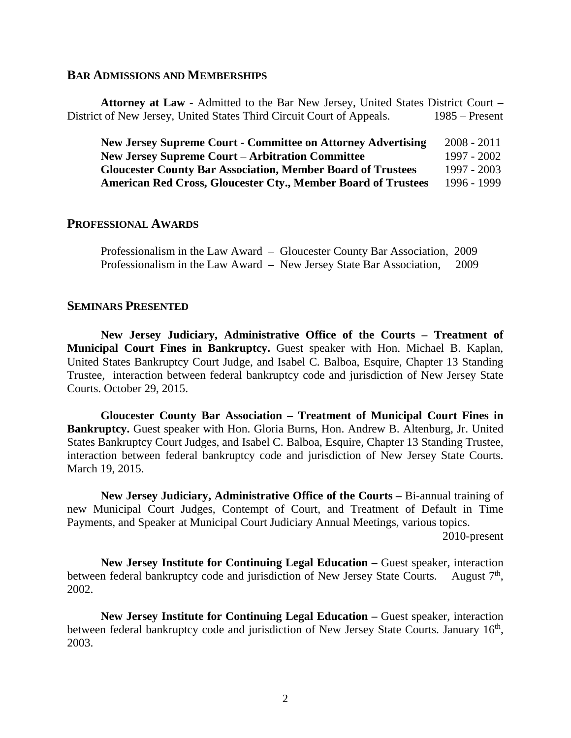## BAR ADMISSIONS AND MEMBERSHIPS

**Attorney at Law** - Admitted to the Bar New Jersey, United States District Court – District of New Jersey, United States Third Circuit Court of Appeals. 1985 – Present

**New Jersey Supreme Court - Committee on Attorney Advertising** 2008 - 2011
**New Jersey Supreme Court – Arbitration Committee** 1997 - 2002
**Gloucester County Bar Association, Member Board of Trustees** 1997 - 2003
**American Red Cross, Gloucester Cty., Member Board of Trustees** 1996 - 1999

## PROFESSIONAL AWARDS

Professionalism in the Law Award – Gloucester County Bar Association, 2009
Professionalism in the Law Award – New Jersey State Bar Association, 2009

## SEMINARS PRESENTED

**New Jersey Judiciary, Administrative Office of the Courts – Treatment of Municipal Court Fines in Bankruptcy.** Guest speaker with Hon. Michael B. Kaplan, United States Bankruptcy Court Judge, and Isabel C. Balboa, Esquire, Chapter 13 Standing Trustee, interaction between federal bankruptcy code and jurisdiction of New Jersey State Courts. October 29, 2015.

**Gloucester County Bar Association – Treatment of Municipal Court Fines in Bankruptcy.** Guest speaker with Hon. Gloria Burns, Hon. Andrew B. Altenburg, Jr. United States Bankruptcy Court Judges, and Isabel C. Balboa, Esquire, Chapter 13 Standing Trustee, interaction between federal bankruptcy code and jurisdiction of New Jersey State Courts. March 19, 2015.

**New Jersey Judiciary, Administrative Office of the Courts –** Bi-annual training of new Municipal Court Judges, Contempt of Court, and Treatment of Default in Time Payments, and Speaker at Municipal Court Judiciary Annual Meetings, various topics. 2010-present

**New Jersey Institute for Continuing Legal Education –** Guest speaker, interaction between federal bankruptcy code and jurisdiction of New Jersey State Courts. August 7th, 2002.

**New Jersey Institute for Continuing Legal Education –** Guest speaker, interaction between federal bankruptcy code and jurisdiction of New Jersey State Courts. January 16th, 2003.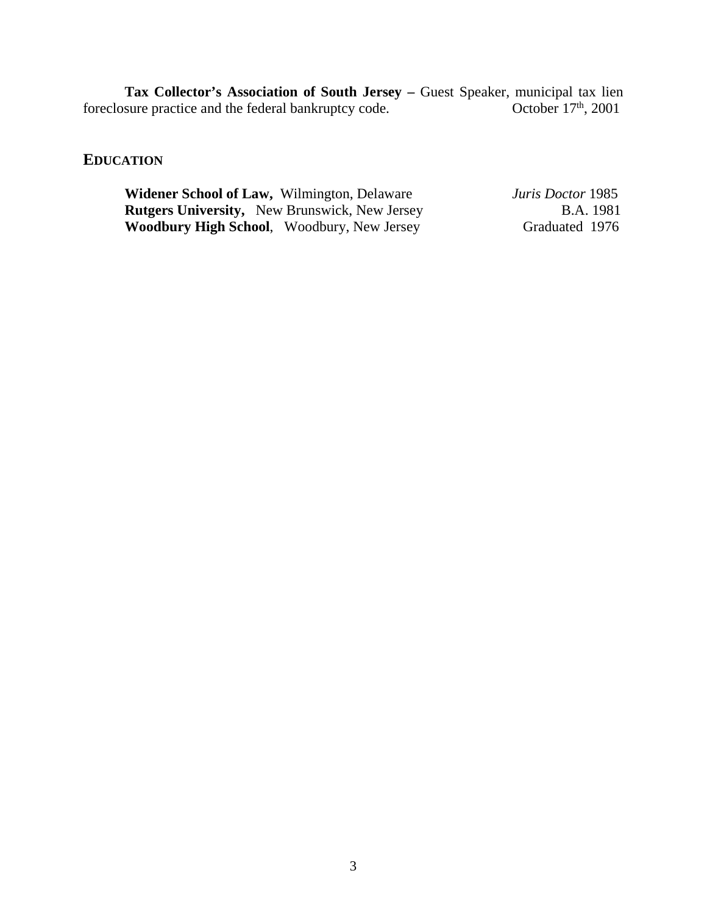**Tax Collector's Association of South Jersey –** Guest Speaker, municipal tax lien foreclosure practice and the federal bankruptcy code. October 17th, 2001

## EDUCATION

| | |
|---|---|
| **Widener School of Law,** Wilmington, Delaware | *Juris Doctor* 1985 |
| **Rutgers University,** New Brunswick, New Jersey | B.A. 1981 |
| **Woodbury High School**, Woodbury, New Jersey | Graduated 1976 |